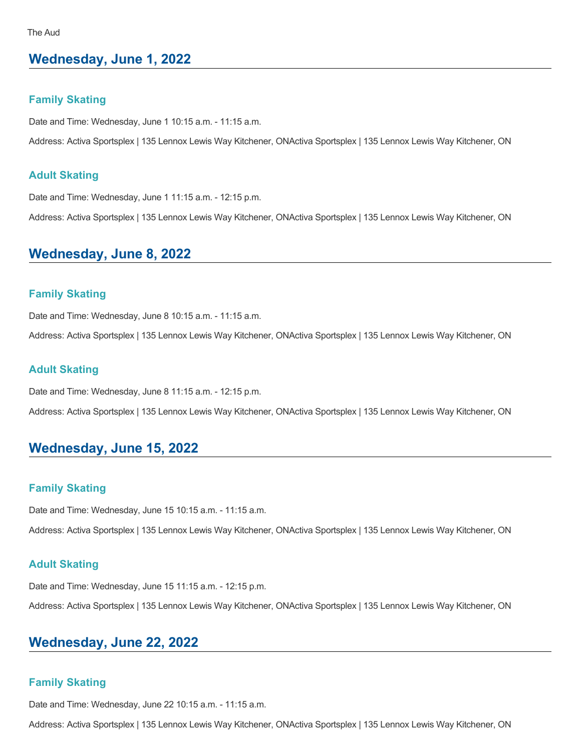The Aud

## Wednesday, June 1, 2022

### Family Skating

Date and Time: Wednesday, June 1 10:15 a.m. - 11:15 a.m.

Address: Activa Sportsplex | 135 Lennox Lewis Way Kitchener, ONActiva Sportsplex | 135 Lennox Lewis Way Kitchener, ON

### Adult Skating

Date and Time: Wednesday, June 1 11:15 a.m. - 12:15 p.m.

Address: Activa Sportsplex | 135 Lennox Lewis Way Kitchener, ONActiva Sportsplex | 135 Lennox Lewis Way Kitchener, ON

## Wednesday, June 8, 2022

### Family Skating

Date and Time: Wednesday, June 8 10:15 a.m. - 11:15 a.m.

Address: Activa Sportsplex | 135 Lennox Lewis Way Kitchener, ONActiva Sportsplex | 135 Lennox Lewis Way Kitchener, ON

### Adult Skating

Date and Time: Wednesday, June 8 11:15 a.m. - 12:15 p.m.

Address: Activa Sportsplex | 135 Lennox Lewis Way Kitchener, ONActiva Sportsplex | 135 Lennox Lewis Way Kitchener, ON

## Wednesday, June 15, 2022

### Family Skating

Date and Time: Wednesday, June 15 10:15 a.m. - 11:15 a.m.

Address: Activa Sportsplex | 135 Lennox Lewis Way Kitchener, ONActiva Sportsplex | 135 Lennox Lewis Way Kitchener, ON

### Adult Skating

Date and Time: Wednesday, June 15 11:15 a.m. - 12:15 p.m.

Address: Activa Sportsplex | 135 Lennox Lewis Way Kitchener, ONActiva Sportsplex | 135 Lennox Lewis Way Kitchener, ON

## Wednesday, June 22, 2022

### Family Skating

Date and Time: Wednesday, June 22 10:15 a.m. - 11:15 a.m.

Address: Activa Sportsplex | 135 Lennox Lewis Way Kitchener, ONActiva Sportsplex | 135 Lennox Lewis Way Kitchener, ON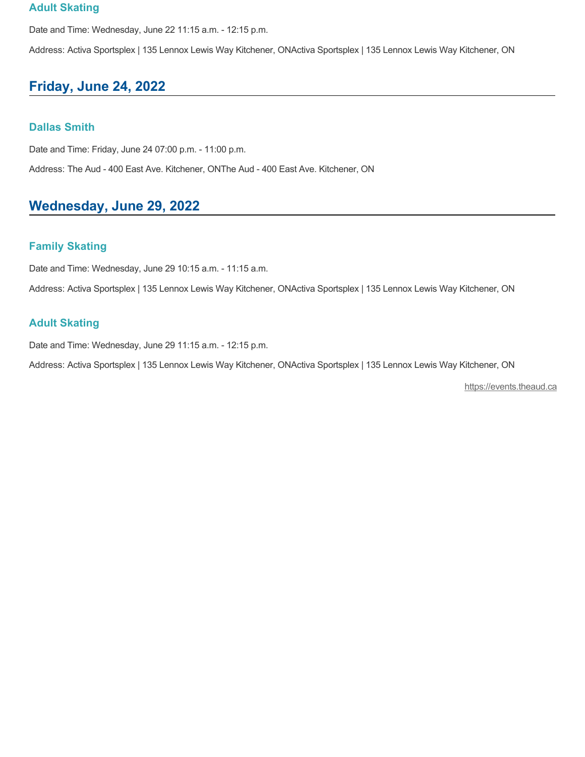### Adult Skating

Date and Time: Wednesday, June 22 11:15 a.m. - 12:15 p.m.

Address: Activa Sportsplex | 135 Lennox Lewis Way Kitchener, ONActiva Sportsplex | 135 Lennox Lewis Way Kitchener, ON

## Friday, June 24, 2022

### Dallas Smith

Date and Time: Friday, June 24 07:00 p.m. - 11:00 p.m.

Address: The Aud - 400 East Ave. Kitchener, ONThe Aud - 400 East Ave. Kitchener, ON

## Wednesday, June 29, 2022

### Family Skating

Date and Time: Wednesday, June 29 10:15 a.m. - 11:15 a.m.

Address: Activa Sportsplex | 135 Lennox Lewis Way Kitchener, ONActiva Sportsplex | 135 Lennox Lewis Way Kitchener, ON

### Adult Skating

Date and Time: Wednesday, June 29 11:15 a.m. - 12:15 p.m.

Address: Activa Sportsplex | 135 Lennox Lewis Way Kitchener, ONActiva Sportsplex | 135 Lennox Lewis Way Kitchener, ON

https://events.theaud.ca